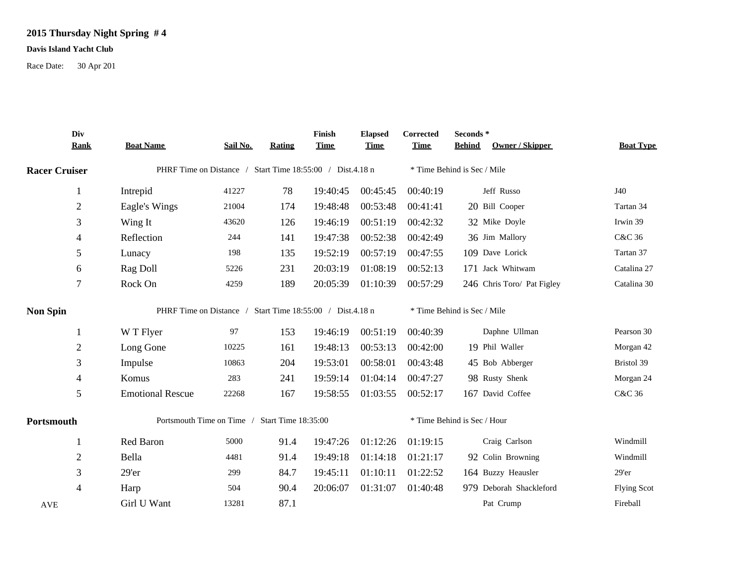**2015 Thursday Night Spring # 4**

**Davis Island Yacht Club**

Race Date: 30 Apr 201

| Div Rank | Boat Name | Sail No. | Rating | Finish Time | Elapsed Time | Corrected Time | Seconds * Behind | Owner / Skipper | Boat Type |
|---|---|---|---|---|---|---|---|---|---|
| **Racer Cruiser** | PHRF Time on Distance / Start Time 18:55:00 / Dist.4.18 n | | | | | * Time Behind is Sec / Mile | | | |
| 1 | Intrepid | 41227 | 78 | 19:40:45 | 00:45:45 | 00:40:19 | | Jeff Russo | J40 |
| 2 | Eagle's Wings | 21004 | 174 | 19:48:48 | 00:53:48 | 00:41:41 | 20 | Bill Cooper | Tartan 34 |
| 3 | Wing It | 43620 | 126 | 19:46:19 | 00:51:19 | 00:42:32 | 32 | Mike Doyle | Irwin 39 |
| 4 | Reflection | 244 | 141 | 19:47:38 | 00:52:38 | 00:42:49 | 36 | Jim Mallory | C&C 36 |
| 5 | Lunacy | 198 | 135 | 19:52:19 | 00:57:19 | 00:47:55 | 109 | Dave Lorick | Tartan 37 |
| 6 | Rag Doll | 5226 | 231 | 20:03:19 | 01:08:19 | 00:52:13 | 171 | Jack Whitwam | Catalina 27 |
| 7 | Rock On | 4259 | 189 | 20:05:39 | 01:10:39 | 00:57:29 | 246 | Chris Toro/ Pat Figley | Catalina 30 |
| **Non Spin** | PHRF Time on Distance / Start Time 18:55:00 / Dist.4.18 n | | | | | * Time Behind is Sec / Mile | | | |
| 1 | W T Flyer | 97 | 153 | 19:46:19 | 00:51:19 | 00:40:39 | | Daphne Ullman | Pearson 30 |
| 2 | Long Gone | 10225 | 161 | 19:48:13 | 00:53:13 | 00:42:00 | 19 | Phil Waller | Morgan 42 |
| 3 | Impulse | 10863 | 204 | 19:53:01 | 00:58:01 | 00:43:48 | 45 | Bob Abberger | Bristol 39 |
| 4 | Komus | 283 | 241 | 19:59:14 | 01:04:14 | 00:47:27 | 98 | Rusty Shenk | Morgan 24 |
| 5 | Emotional Rescue | 22268 | 167 | 19:58:55 | 01:03:55 | 00:52:17 | 167 | David Coffee | C&C 36 |
| **Portsmouth** | Portsmouth Time on Time / Start Time 18:35:00 | | | | | * Time Behind is Sec / Hour | | | |
| 1 | Red Baron | 5000 | 91.4 | 19:47:26 | 01:12:26 | 01:19:15 | | Craig Carlson | Windmill |
| 2 | Bella | 4481 | 91.4 | 19:49:18 | 01:14:18 | 01:21:17 | 92 | Colin Browning | Windmill |
| 3 | 29'er | 299 | 84.7 | 19:45:11 | 01:10:11 | 01:22:52 | 164 | Buzzy Heausler | 29'er |
| 4 | Harp | 504 | 90.4 | 20:06:07 | 01:31:07 | 01:40:48 | 979 | Deborah Shackleford | Flying Scot |
| AVE | Girl U Want | 13281 | 87.1 | | | | | Pat Crump | Fireball |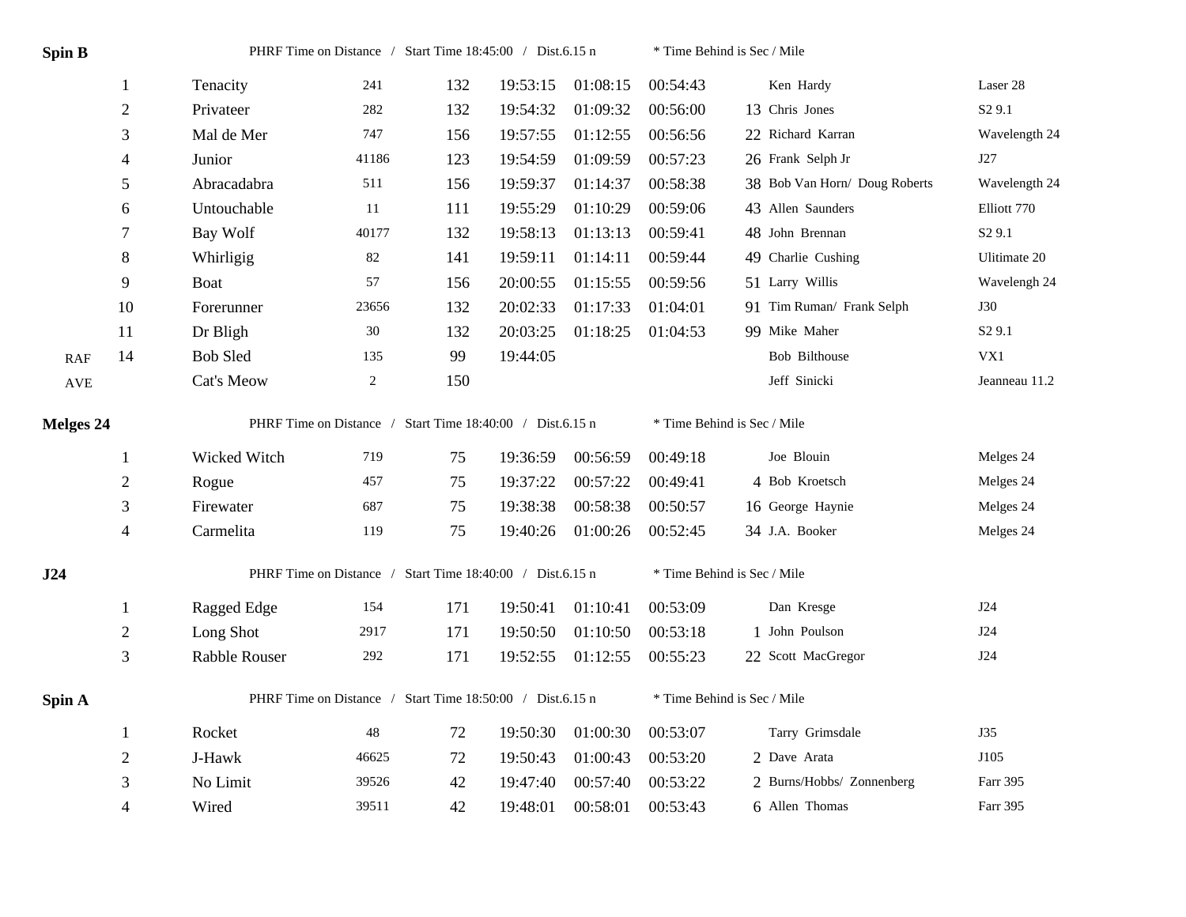**Spin B** PHRF Time on Distance / Start Time 18:45:00 / Dist.6.15 n * Time Behind is Sec / Mile

| | | | | | | | | | | |
|---|---|---|---|---|---|---|---|---|---|---|
| | 1 | Tenacity | 241 | 132 | 19:53:15 | 01:08:15 | 00:54:43 | | Ken Hardy | Laser 28 |
| | 2 | Privateer | 282 | 132 | 19:54:32 | 01:09:32 | 00:56:00 | 13 | Chris Jones | S2 9.1 |
| | 3 | Mal de Mer | 747 | 156 | 19:57:55 | 01:12:55 | 00:56:56 | 22 | Richard Karran | Wavelength 24 |
| | 4 | Junior | 41186 | 123 | 19:54:59 | 01:09:59 | 00:57:23 | 26 | Frank Selph Jr | J27 |
| | 5 | Abracadabra | 511 | 156 | 19:59:37 | 01:14:37 | 00:58:38 | 38 | Bob Van Horn/ Doug Roberts | Wavelength 24 |
| | 6 | Untouchable | 11 | 111 | 19:55:29 | 01:10:29 | 00:59:06 | 43 | Allen Saunders | Elliott 770 |
| | 7 | Bay Wolf | 40177 | 132 | 19:58:13 | 01:13:13 | 00:59:41 | 48 | John Brennan | S2 9.1 |
| | 8 | Whirligig | 82 | 141 | 19:59:11 | 01:14:11 | 00:59:44 | 49 | Charlie Cushing | Ulitimate 20 |
| | 9 | Boat | 57 | 156 | 20:00:55 | 01:15:55 | 00:59:56 | 51 | Larry Willis | Wavelengh 24 |
| | 10 | Forerunner | 23656 | 132 | 20:02:33 | 01:17:33 | 01:04:01 | 91 | Tim Ruman/ Frank Selph | J30 |
| | 11 | Dr Bligh | 30 | 132 | 20:03:25 | 01:18:25 | 01:04:53 | 99 | Mike Maher | S2 9.1 |
| RAF | 14 | Bob Sled | 135 | 99 | 19:44:05 | | | | Bob Bilthouse | VX1 |
| AVE | | Cat's Meow | 2 | 150 | | | | | Jeff Sinicki | Jeanneau 11.2 |

**Melges 24** PHRF Time on Distance / Start Time 18:40:00 / Dist.6.15 n * Time Behind is Sec / Mile

| | | | | | | | | | |
|---|---|---|---|---|---|---|---|---|---|
| 1 | Wicked Witch | 719 | 75 | 19:36:59 | 00:56:59 | 00:49:18 | | Joe Blouin | Melges 24 |
| 2 | Rogue | 457 | 75 | 19:37:22 | 00:57:22 | 00:49:41 | 4 | Bob Kroetsch | Melges 24 |
| 3 | Firewater | 687 | 75 | 19:38:38 | 00:58:38 | 00:50:57 | 16 | George Haynie | Melges 24 |
| 4 | Carmelita | 119 | 75 | 19:40:26 | 01:00:26 | 00:52:45 | 34 | J.A. Booker | Melges 24 |

**J24** PHRF Time on Distance / Start Time 18:40:00 / Dist.6.15 n * Time Behind is Sec / Mile

| | | | | | | | | | |
|---|---|---|---|---|---|---|---|---|---|
| 1 | Ragged Edge | 154 | 171 | 19:50:41 | 01:10:41 | 00:53:09 | | Dan Kresge | J24 |
| 2 | Long Shot | 2917 | 171 | 19:50:50 | 01:10:50 | 00:53:18 | 1 | John Poulson | J24 |
| 3 | Rabble Rouser | 292 | 171 | 19:52:55 | 01:12:55 | 00:55:23 | 22 | Scott MacGregor | J24 |

**Spin A** PHRF Time on Distance / Start Time 18:50:00 / Dist.6.15 n * Time Behind is Sec / Mile

| | | | | | | | | | |
|---|---|---|---|---|---|---|---|---|---|
| 1 | Rocket | 48 | 72 | 19:50:30 | 01:00:30 | 00:53:07 | | Tarry Grimsdale | J35 |
| 2 | J-Hawk | 46625 | 72 | 19:50:43 | 01:00:43 | 00:53:20 | 2 | Dave Arata | J105 |
| 3 | No Limit | 39526 | 42 | 19:47:40 | 00:57:40 | 00:53:22 | 2 | Burns/Hobbs/ Zonnenberg | Farr 395 |
| 4 | Wired | 39511 | 42 | 19:48:01 | 00:58:01 | 00:53:43 | 6 | Allen Thomas | Farr 395 |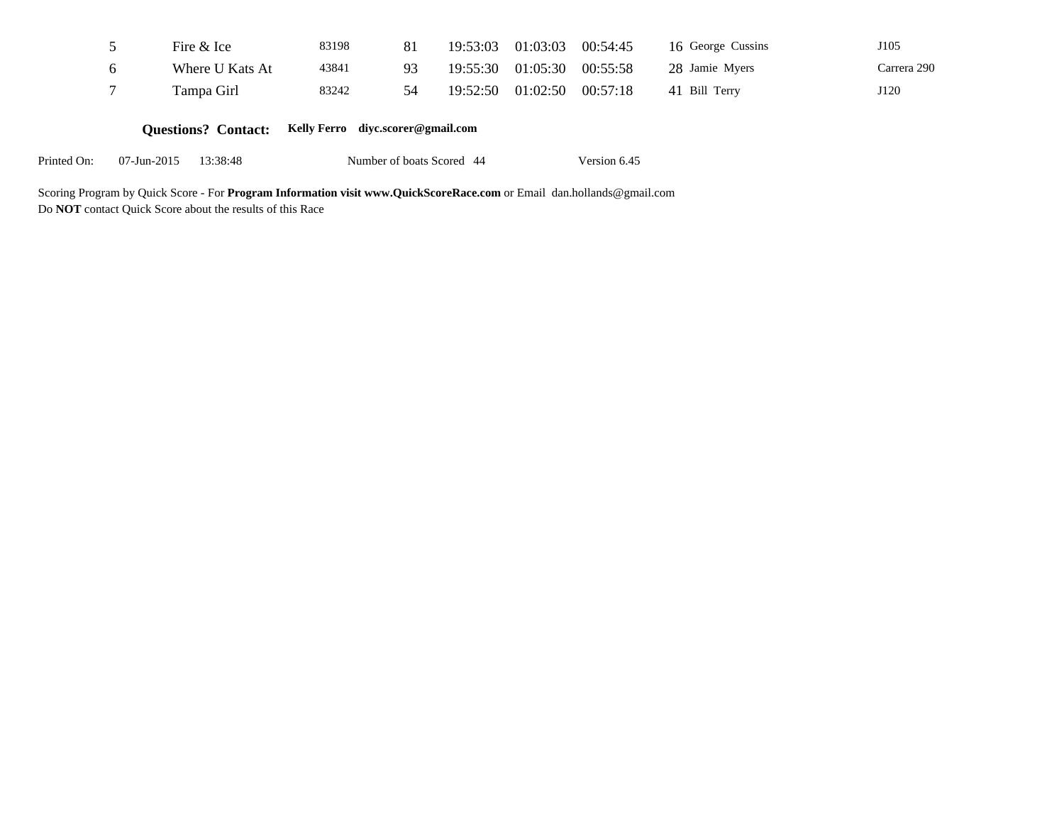| | | | | | | | | | |
|---|---|---|---|---|---|---|---|---|---|
| 5 | Fire & Ice | 83198 | 81 | 19:53:03 | 01:03:03 | 00:54:45 | 16 | George Cussins | J105 |
| 6 | Where U Kats At | 43841 | 93 | 19:55:30 | 01:05:30 | 00:55:58 | 28 | Jamie Myers | Carrera 290 |
| 7 | Tampa Girl | 83242 | 54 | 19:52:50 | 01:02:50 | 00:57:18 | 41 | Bill Terry | J120 |

**Questions? Contact:** **Kelly Ferro diyc.scorer@gmail.com**

Printed On: 07-Jun-2015 13:38:48 Number of boats Scored 44 Version 6.45

Scoring Program by Quick Score - For **Program Information visit www.QuickScoreRace.com** or Email dan.hollands@gmail.com
Do **NOT** contact Quick Score about the results of this Race